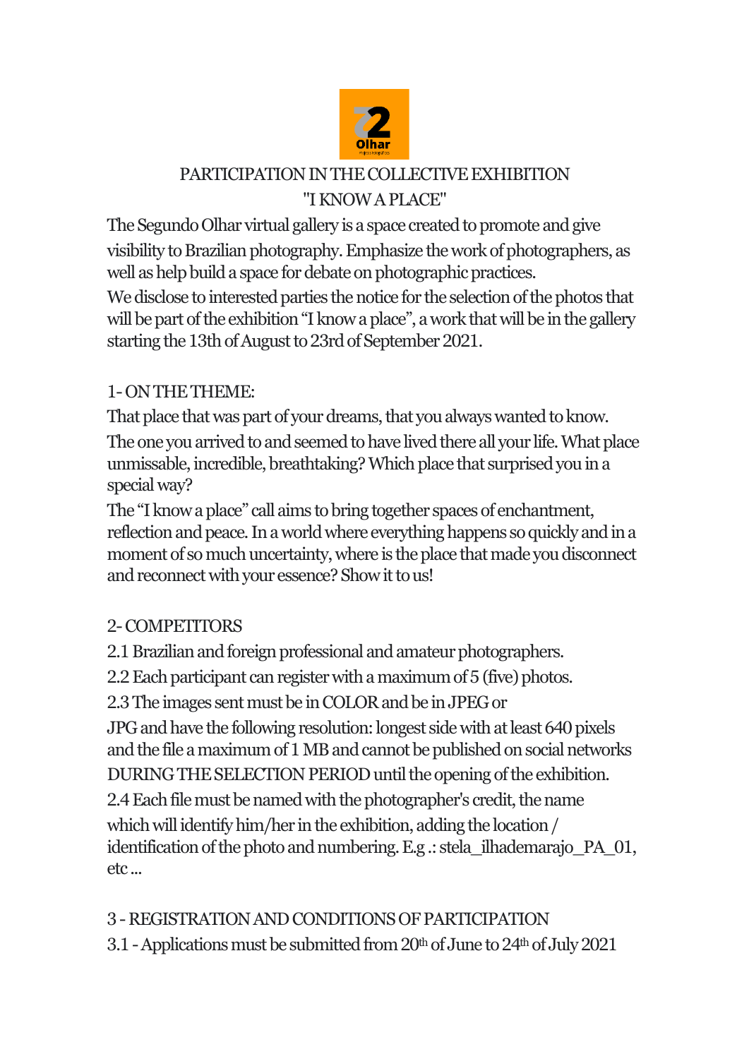# PARTICIPATION IN THE COLLECTIVE EXHIBITION "I KNOW A PLACE"

The Segundo Olhar virtual gallery is a space created to promote and give visibility to Brazilian photography. Emphasize the work of photographers, as well as help build a space for debate on photographic practices.

We disclose to interested parties the notice for the selection of the photos that will be part of the exhibition "I know a place", a work that will be in the gallery starting the 13th of August to 23rd of September 2021.

## 1- ON THE THEME:

That place that was part of your dreams, that you always wanted to know. The one you arrived to and seemed to have lived there all your life. What place unmissable, incredible, breathtaking? Which place that surprised you in a special way?

The "I know a place" call aims to bring together spaces of enchantment, reflection and peace. In a world where everything happens so quickly and in a moment of so much uncertainty, where is the place that made you disconnect and reconnect with your essence? Show it to us!

## 2- COMPETITORS

2.1 Brazilian and foreign professional and amateur photographers.

2.2 Each participant can register with a maximum of 5 (five) photos.

2.3 The images sent must be in COLOR and be in JPEG or JPG and have the following resolution: longest side with at least 640 pixels and the file a maximum of 1 MB and cannot be published on social networks DURING THE SELECTION PERIOD until the opening of the exhibition.

2.4 Each file must be named with the photographer's credit, the name which will identify him/her in the exhibition, adding the location / identification of the photo and numbering. E.g .: stela_ilhademarajo_PA_01, etc ...

## 3 - REGISTRATION AND CONDITIONS OF PARTICIPATION

3.1 - Applications must be submitted from 20th of June to 24th of July 2021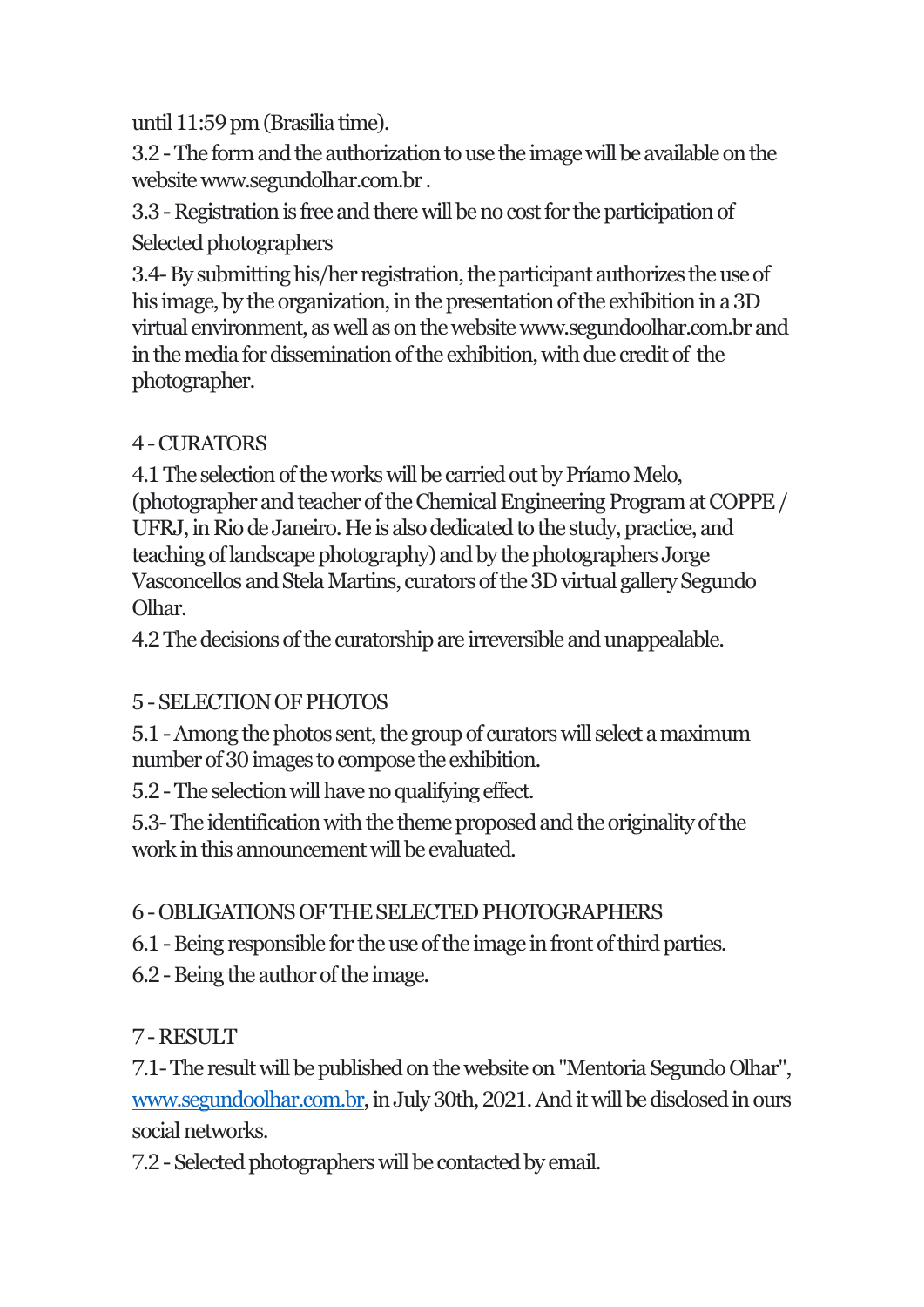until 11:59 pm (Brasilia time).

3.2 - The form and the authorization to use the image will be available on the website www.segundolhar.com.br .

3.3 - Registration is free and there will be no cost for the participation of Selected photographers

3.4- By submitting his/her registration, the participant authorizes the use of his image, by the organization, in the presentation of the exhibition in a 3D virtual environment, as well as on the website www.segundoolhar.com.br and in the media for dissemination of the exhibition, with due credit of the photographer.

## 4 - CURATORS

4.1 The selection of the works will be carried out by Príamo Melo, (photographer and teacher of the Chemical Engineering Program at COPPE / UFRJ, in Rio de Janeiro. He is also dedicated to the study, practice, and teaching of landscape photography) and by the photographers Jorge Vasconcellos and Stela Martins, curators of the 3D virtual gallery Segundo Olhar.

4.2 The decisions of the curatorship are irreversible and unappealable.

## 5 - SELECTION OF PHOTOS

5.1 - Among the photos sent, the group of curators will select a maximum number of 30 images to compose the exhibition.

5.2 - The selection will have no qualifying effect.

5.3- The identification with the theme proposed and the originality of the work in this announcement will be evaluated.

## 6 - OBLIGATIONS OF THE SELECTED PHOTOGRAPHERS

6.1 - Being responsible for the use of the image in front of third parties.

6.2 - Being the author of the image.

## 7 - RESULT

7.1- The result will be published on the website on "Mentoria Segundo Olhar", www.segundoolhar.com.br, in July 30th, 2021. And it will be disclosed in ours social networks.

7.2 - Selected photographers will be contacted by email.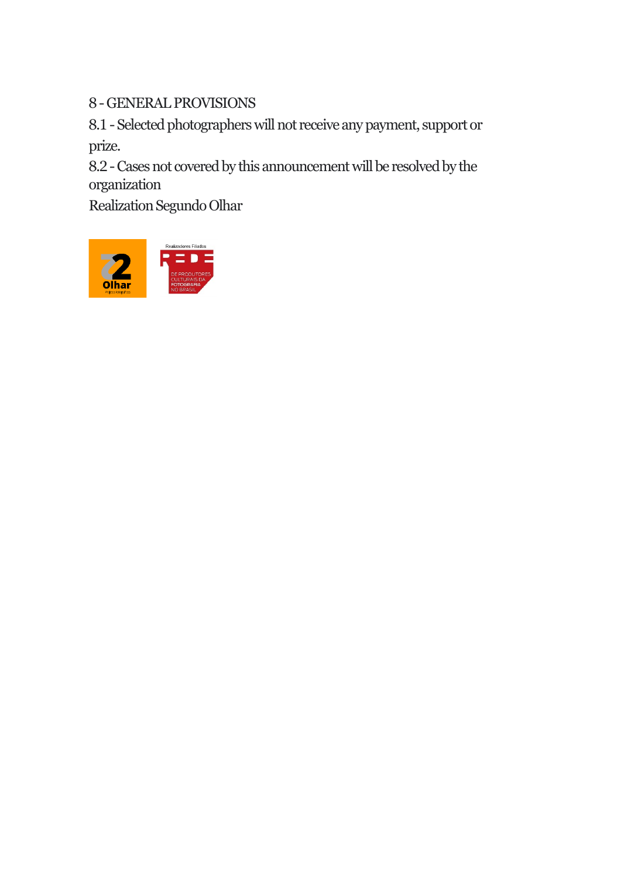8 - GENERAL PROVISIONS

8.1 - Selected photographers will not receive any payment, support or prize.

8.2 - Cases not covered by this announcement will be resolved by the organization

Realization Segundo Olhar